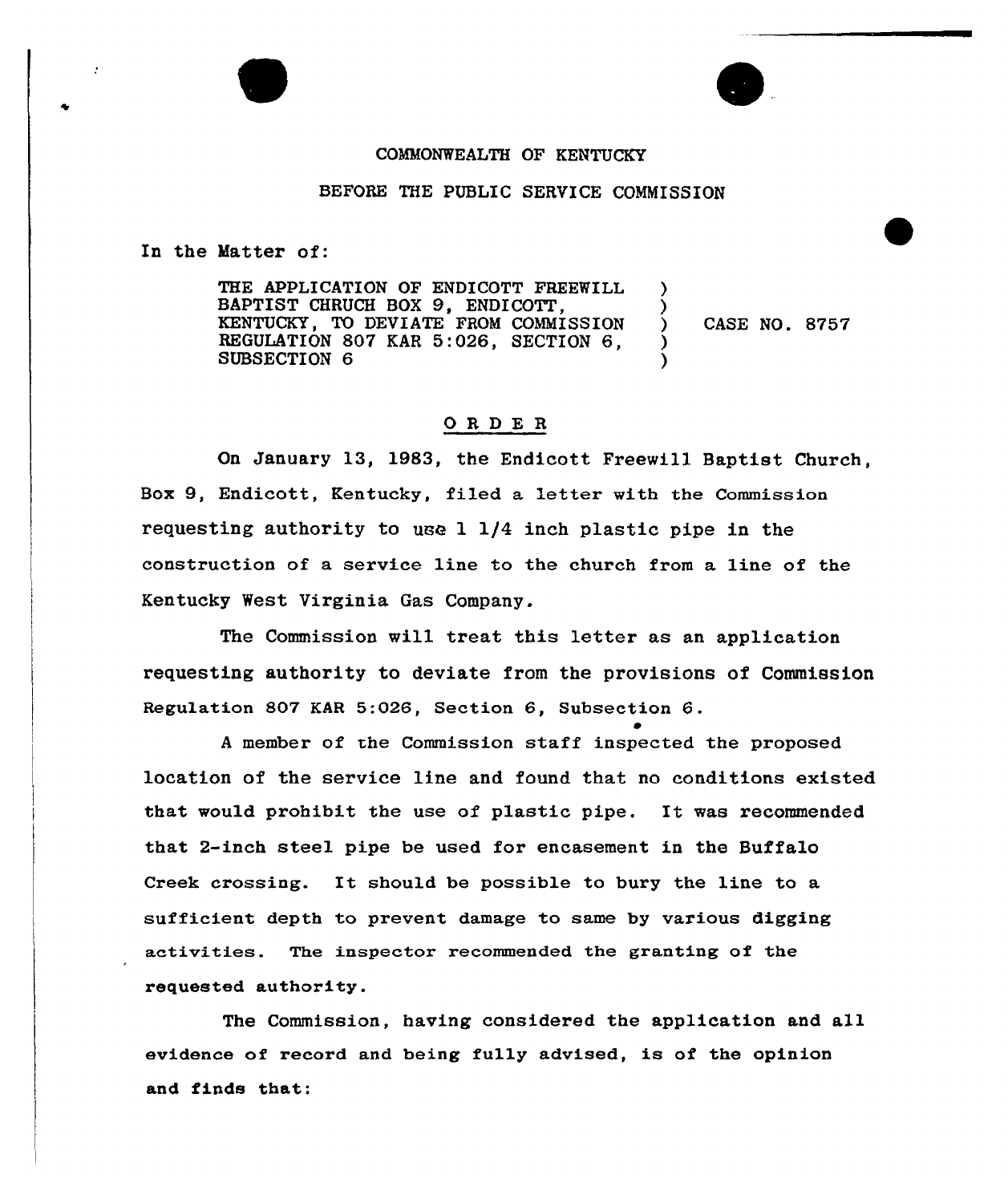COMMONWEALTH OF KENTUCKY

BEFORE THE PUBLIC SERVICE COMMISSION

In the Matter of:

| | | |
|---|---|---|
| THE APPLICATION OF ENDICOTT FREEWILL BAPTIST CHRUCH BOX 9, ENDICOTT, KENTUCKY, TO DEVIATE FROM COMMISSION REGULATION 807 KAR 5:026, SECTION 6, SUBSECTION 6 | ) | CASE NO. 8757 |

## ORDER

On January 13, 1983, the Endicott Freewill Baptist Church, Box 9, Endicott, Kentucky, filed a letter with the Commission requesting authority to use 1 1/4 inch plastic pipe in the construction of a service line to the church from a line of the Kentucky West Virginia Gas Company.

The Commission will treat this letter as an application requesting authority to deviate from the provisions of Commission Regulation 807 KAR 5:026, Section 6, Subsection 6.

A member of the Commission staff inspected the proposed location of the service line and found that no conditions existed that would prohibit the use of plastic pipe. It was recommended that 2-inch steel pipe be used for encasement in the Buffalo Creek crossing. It should be possible to bury the line to a sufficient depth to prevent damage to same by various digging activities. The inspector recommended the granting of the requested authority.

The Commission, having considered the application and all evidence of record and being fully advised, is of the opinion and finds that: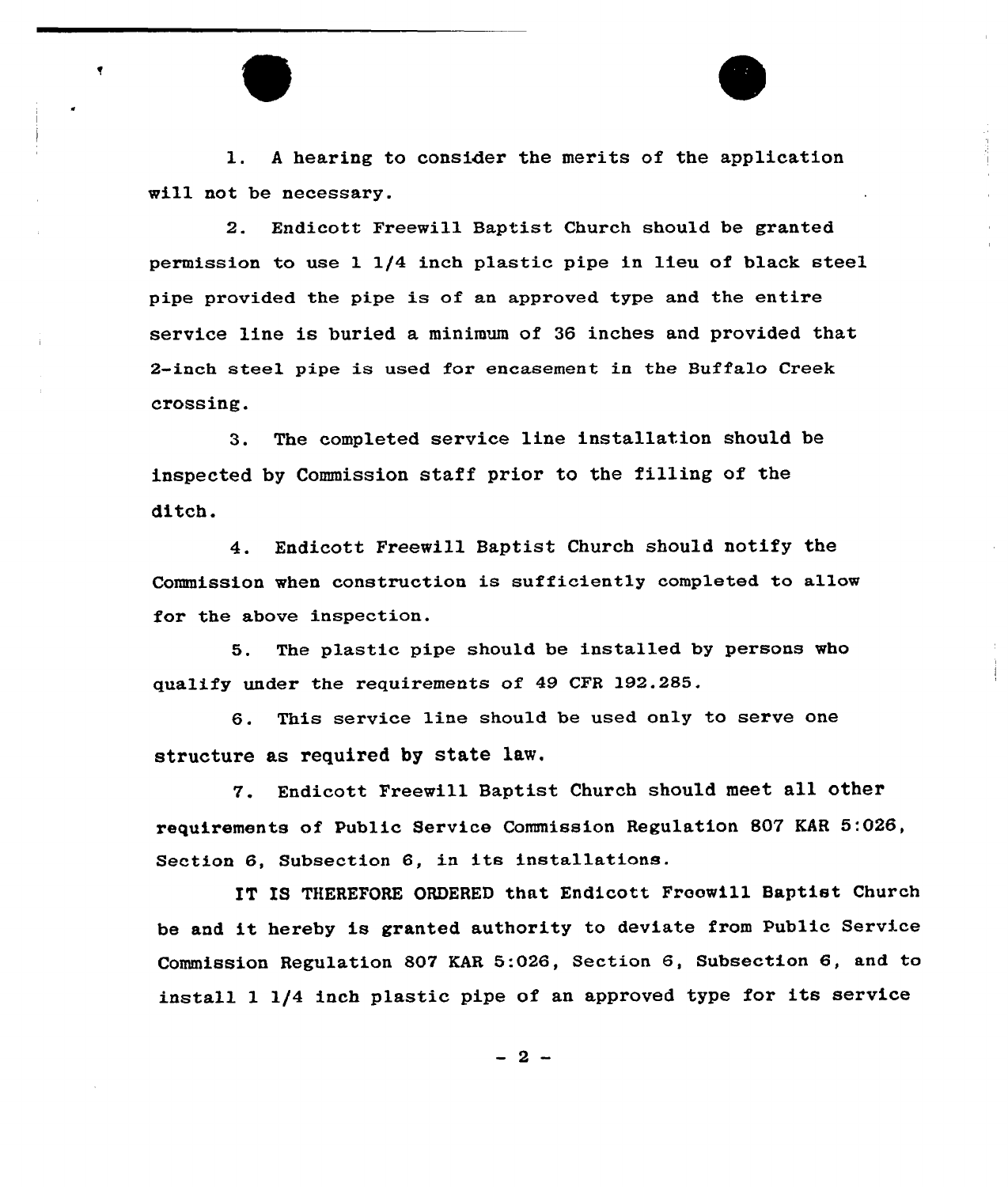1. A hearing to consider the merits of the application will not be necessary.

2. Endicott Freewill Baptist Church should be granted permission to use 1 1/4 inch plastic pipe in lieu of black steel pipe provided the pipe is of an approved type and the entire service line is buried a minimum of 36 inches and provided that 2-inch steel pipe is used for encasement in the Buffalo Creek crossing.

3. The completed service line installation should be inspected by Commission staff prior to the filling of the ditch.

4. Endicott Freewill Baptist Church should notify the Commission when construction is sufficiently completed to allow for the above inspection.

5. The plastic pipe should be installed by persons who qualify under the requirements of 49 CFR 192.285.

6. This service line should be used only to serve one structure as required by state law.

7. Endicott Freewill Baptist Church should meet all other requirements of Public Service Commission Regulation 807 KAR 5:026, Section 6, Subsection 6, in its installations.

IT IS THEREFORE ORDERED that Endicott Freewill Baptist Church be and it hereby is granted authority to deviate from Public Service Commission Regulation 807 KAR 5:026, Section 6, Subsection 6, and to install 1 1/4 inch plastic pipe of an approved type for its service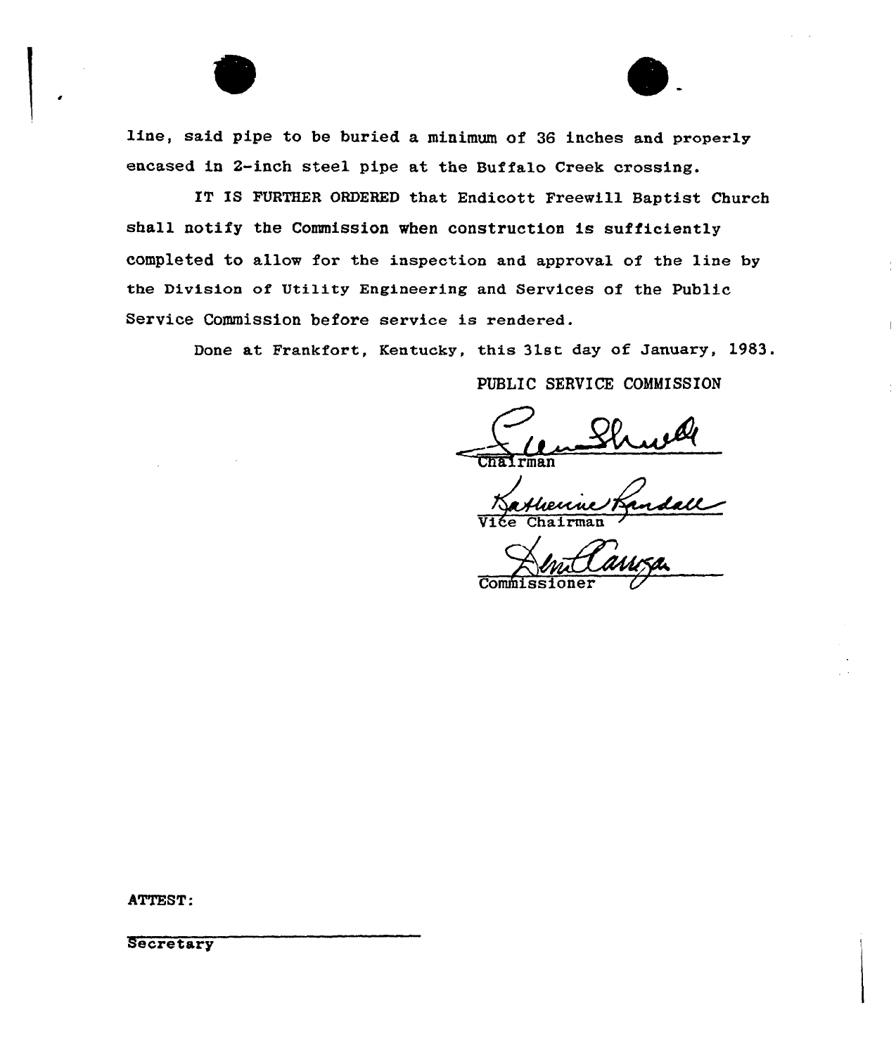line, said pipe to be buried a minimum of 36 inches and properly encased in 2-inch steel pipe at the Buffalo Creek crossing.

IT IS FURTHER ORDERED that Endicott Freewill Baptist Church shall notify the Commission when construction is sufficiently completed to allow for the inspection and approval of the line by the Division of Utility Engineering and Services of the Public Service Commission before service is rendered.

Done at Frankfort, Kentucky, this 31st day of January, 1983.

PUBLIC SERVICE COMMISSION

Chairman

Vice Chairman

Commissioner

ATTEST:

Secretary